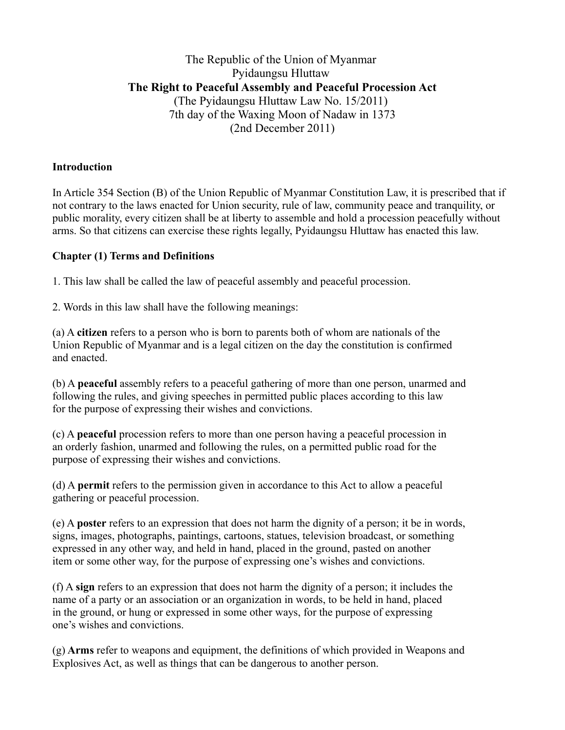The Republic of the Union of Myanmar
Pyidaungsu Hluttaw

# The Right to Peaceful Assembly and Peaceful Procession Act

(The Pyidaungsu Hluttaw Law No. 15/2011)
7th day of the Waxing Moon of Nadaw in 1373
(2nd December 2011)

## Introduction

In Article 354 Section (B) of the Union Republic of Myanmar Constitution Law, it is prescribed that if not contrary to the laws enacted for Union security, rule of law, community peace and tranquility, or public morality, every citizen shall be at liberty to assemble and hold a procession peacefully without arms. So that citizens can exercise these rights legally, Pyidaungsu Hluttaw has enacted this law.

## Chapter (1) Terms and Definitions

1. This law shall be called the law of peaceful assembly and peaceful procession.

2. Words in this law shall have the following meanings:

(a) A **citizen** refers to a person who is born to parents both of whom are nationals of the Union Republic of Myanmar and is a legal citizen on the day the constitution is confirmed and enacted.

(b) A **peaceful** assembly refers to a peaceful gathering of more than one person, unarmed and following the rules, and giving speeches in permitted public places according to this law for the purpose of expressing their wishes and convictions.

(c) A **peaceful** procession refers to more than one person having a peaceful procession in an orderly fashion, unarmed and following the rules, on a permitted public road for the purpose of expressing their wishes and convictions.

(d) A **permit** refers to the permission given in accordance to this Act to allow a peaceful gathering or peaceful procession.

(e) A **poster** refers to an expression that does not harm the dignity of a person; it be in words, signs, images, photographs, paintings, cartoons, statues, television broadcast, or something expressed in any other way, and held in hand, placed in the ground, pasted on another item or some other way, for the purpose of expressing one's wishes and convictions.

(f) A **sign** refers to an expression that does not harm the dignity of a person; it includes the name of a party or an association or an organization in words, to be held in hand, placed in the ground, or hung or expressed in some other ways, for the purpose of expressing one's wishes and convictions.

(g) **Arms** refer to weapons and equipment, the definitions of which provided in Weapons and Explosives Act, as well as things that can be dangerous to another person.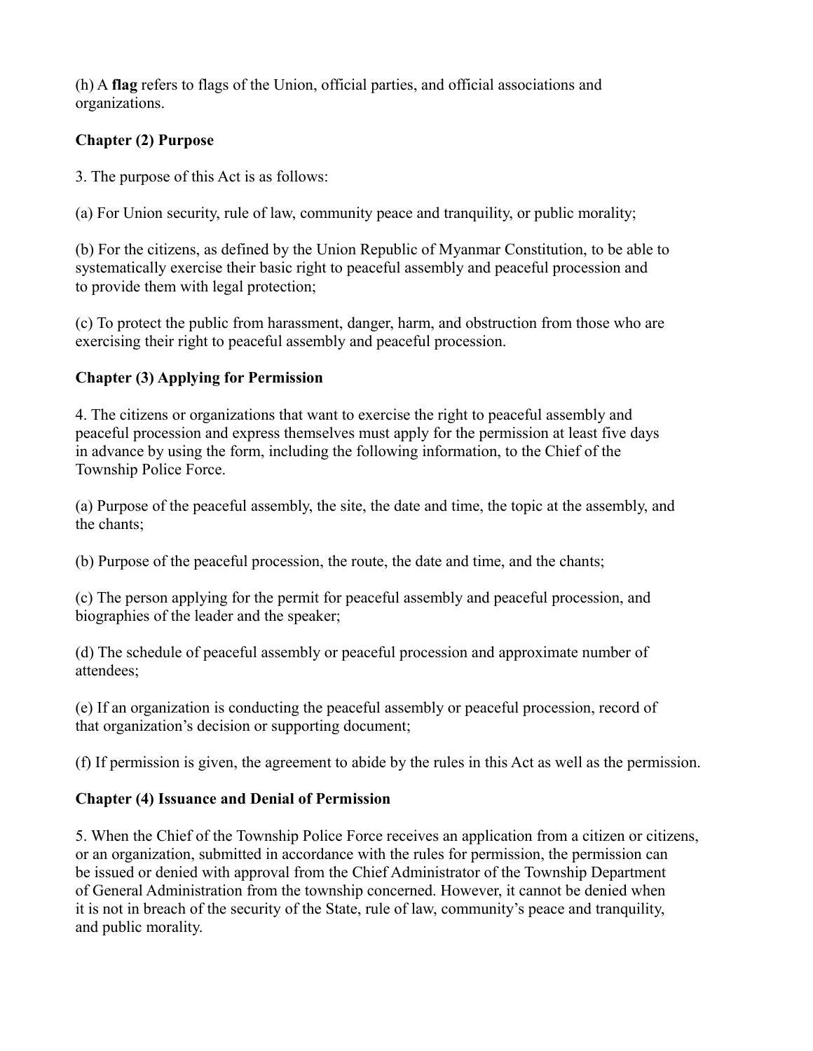(h) A **flag** refers to flags of the Union, official parties, and official associations and organizations.

**Chapter (2) Purpose**

3. The purpose of this Act is as follows:

(a) For Union security, rule of law, community peace and tranquility, or public morality;

(b) For the citizens, as defined by the Union Republic of Myanmar Constitution, to be able to systematically exercise their basic right to peaceful assembly and peaceful procession and to provide them with legal protection;

(c) To protect the public from harassment, danger, harm, and obstruction from those who are exercising their right to peaceful assembly and peaceful procession.

**Chapter (3) Applying for Permission**

4. The citizens or organizations that want to exercise the right to peaceful assembly and peaceful procession and express themselves must apply for the permission at least five days in advance by using the form, including the following information, to the Chief of the Township Police Force.

(a) Purpose of the peaceful assembly, the site, the date and time, the topic at the assembly, and the chants;

(b) Purpose of the peaceful procession, the route, the date and time, and the chants;

(c) The person applying for the permit for peaceful assembly and peaceful procession, and biographies of the leader and the speaker;

(d) The schedule of peaceful assembly or peaceful procession and approximate number of attendees;

(e) If an organization is conducting the peaceful assembly or peaceful procession, record of that organization's decision or supporting document;

(f) If permission is given, the agreement to abide by the rules in this Act as well as the permission.

**Chapter (4) Issuance and Denial of Permission**

5. When the Chief of the Township Police Force receives an application from a citizen or citizens, or an organization, submitted in accordance with the rules for permission, the permission can be issued or denied with approval from the Chief Administrator of the Township Department of General Administration from the township concerned. However, it cannot be denied when it is not in breach of the security of the State, rule of law, community's peace and tranquility, and public morality.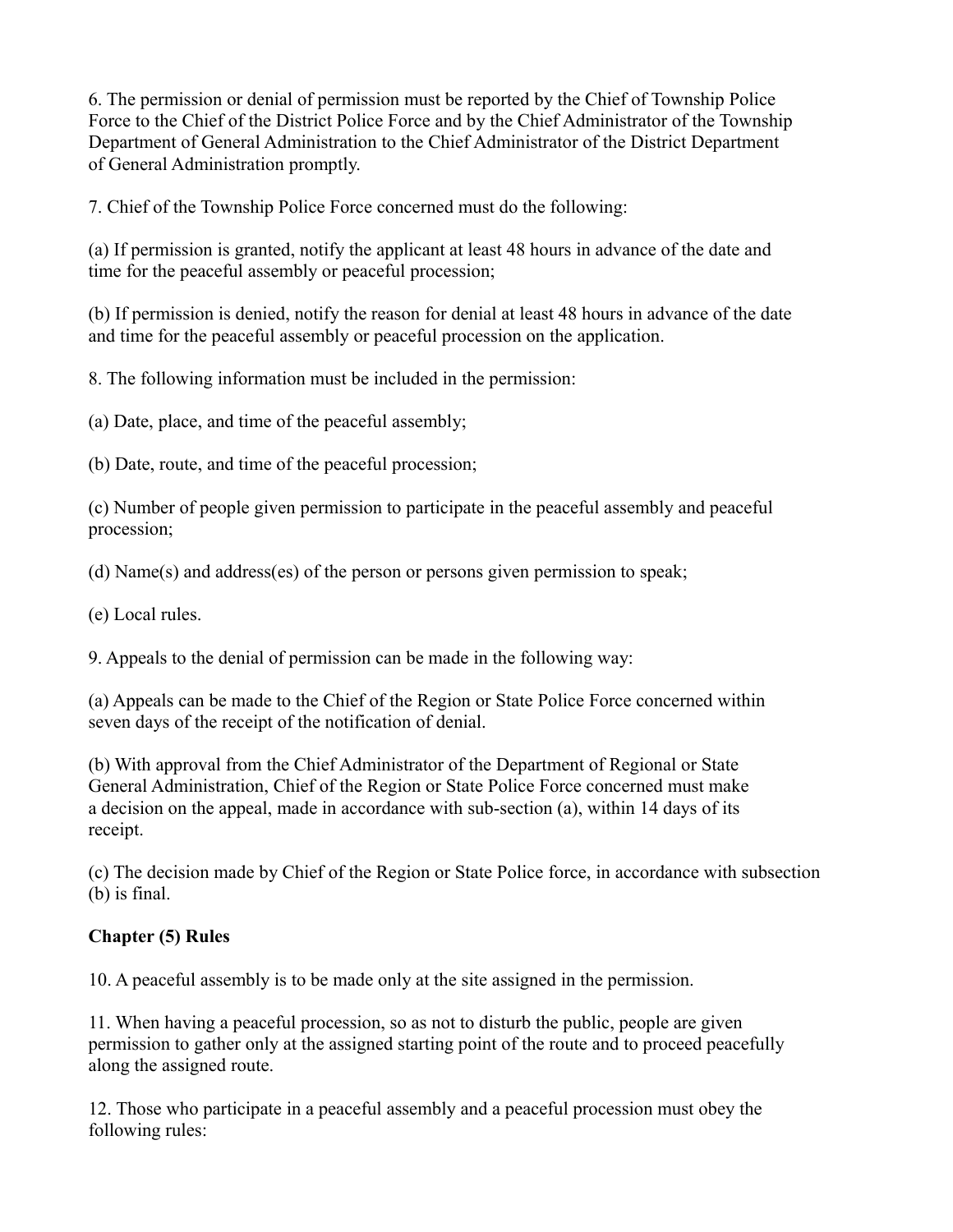6. The permission or denial of permission must be reported by the Chief of Township Police Force to the Chief of the District Police Force and by the Chief Administrator of the Township Department of General Administration to the Chief Administrator of the District Department of General Administration promptly.

7. Chief of the Township Police Force concerned must do the following:

(a) If permission is granted, notify the applicant at least 48 hours in advance of the date and time for the peaceful assembly or peaceful procession;

(b) If permission is denied, notify the reason for denial at least 48 hours in advance of the date and time for the peaceful assembly or peaceful procession on the application.

8. The following information must be included in the permission:

(a) Date, place, and time of the peaceful assembly;

(b) Date, route, and time of the peaceful procession;

(c) Number of people given permission to participate in the peaceful assembly and peaceful procession;

(d) Name(s) and address(es) of the person or persons given permission to speak;

(e) Local rules.

9. Appeals to the denial of permission can be made in the following way:

(a) Appeals can be made to the Chief of the Region or State Police Force concerned within seven days of the receipt of the notification of denial.

(b) With approval from the Chief Administrator of the Department of Regional or State General Administration, Chief of the Region or State Police Force concerned must make a decision on the appeal, made in accordance with sub-section (a), within 14 days of its receipt.

(c) The decision made by Chief of the Region or State Police force, in accordance with subsection (b) is final.

**Chapter (5) Rules**

10. A peaceful assembly is to be made only at the site assigned in the permission.

11. When having a peaceful procession, so as not to disturb the public, people are given permission to gather only at the assigned starting point of the route and to proceed peacefully along the assigned route.

12. Those who participate in a peaceful assembly and a peaceful procession must obey the following rules: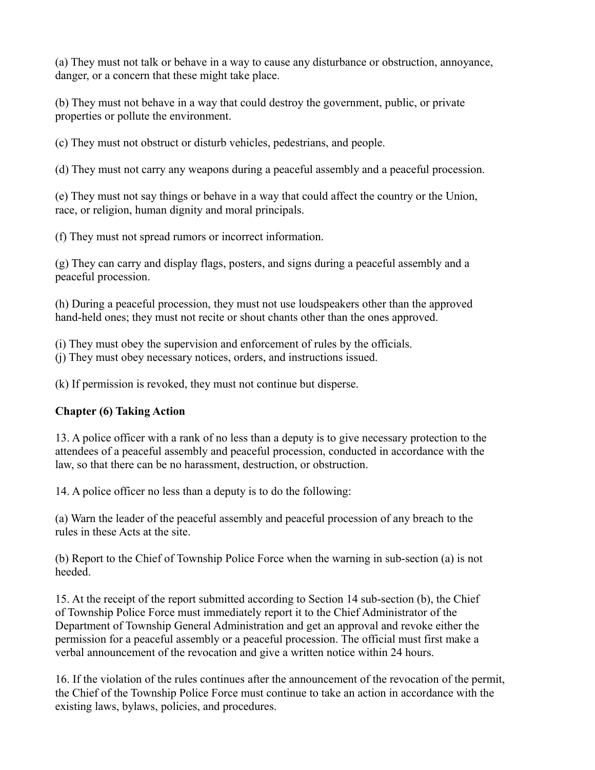(a) They must not talk or behave in a way to cause any disturbance or obstruction, annoyance, danger, or a concern that these might take place.

(b) They must not behave in a way that could destroy the government, public, or private properties or pollute the environment.

(c) They must not obstruct or disturb vehicles, pedestrians, and people.

(d) They must not carry any weapons during a peaceful assembly and a peaceful procession.

(e) They must not say things or behave in a way that could affect the country or the Union, race, or religion, human dignity and moral principals.

(f) They must not spread rumors or incorrect information.

(g) They can carry and display flags, posters, and signs during a peaceful assembly and a peaceful procession.

(h) During a peaceful procession, they must not use loudspeakers other than the approved hand-held ones; they must not recite or shout chants other than the ones approved.

(i) They must obey the supervision and enforcement of rules by the officials.
(j) They must obey necessary notices, orders, and instructions issued.

(k) If permission is revoked, they must not continue but disperse.

**Chapter (6) Taking Action**

13. A police officer with a rank of no less than a deputy is to give necessary protection to the attendees of a peaceful assembly and peaceful procession, conducted in accordance with the law, so that there can be no harassment, destruction, or obstruction.

14. A police officer no less than a deputy is to do the following:

(a) Warn the leader of the peaceful assembly and peaceful procession of any breach to the rules in these Acts at the site.

(b) Report to the Chief of Township Police Force when the warning in sub-section (a) is not heeded.

15. At the receipt of the report submitted according to Section 14 sub-section (b), the Chief of Township Police Force must immediately report it to the Chief Administrator of the Department of Township General Administration and get an approval and revoke either the permission for a peaceful assembly or a peaceful procession. The official must first make a verbal announcement of the revocation and give a written notice within 24 hours.

16. If the violation of the rules continues after the announcement of the revocation of the permit, the Chief of the Township Police Force must continue to take an action in accordance with the existing laws, bylaws, policies, and procedures.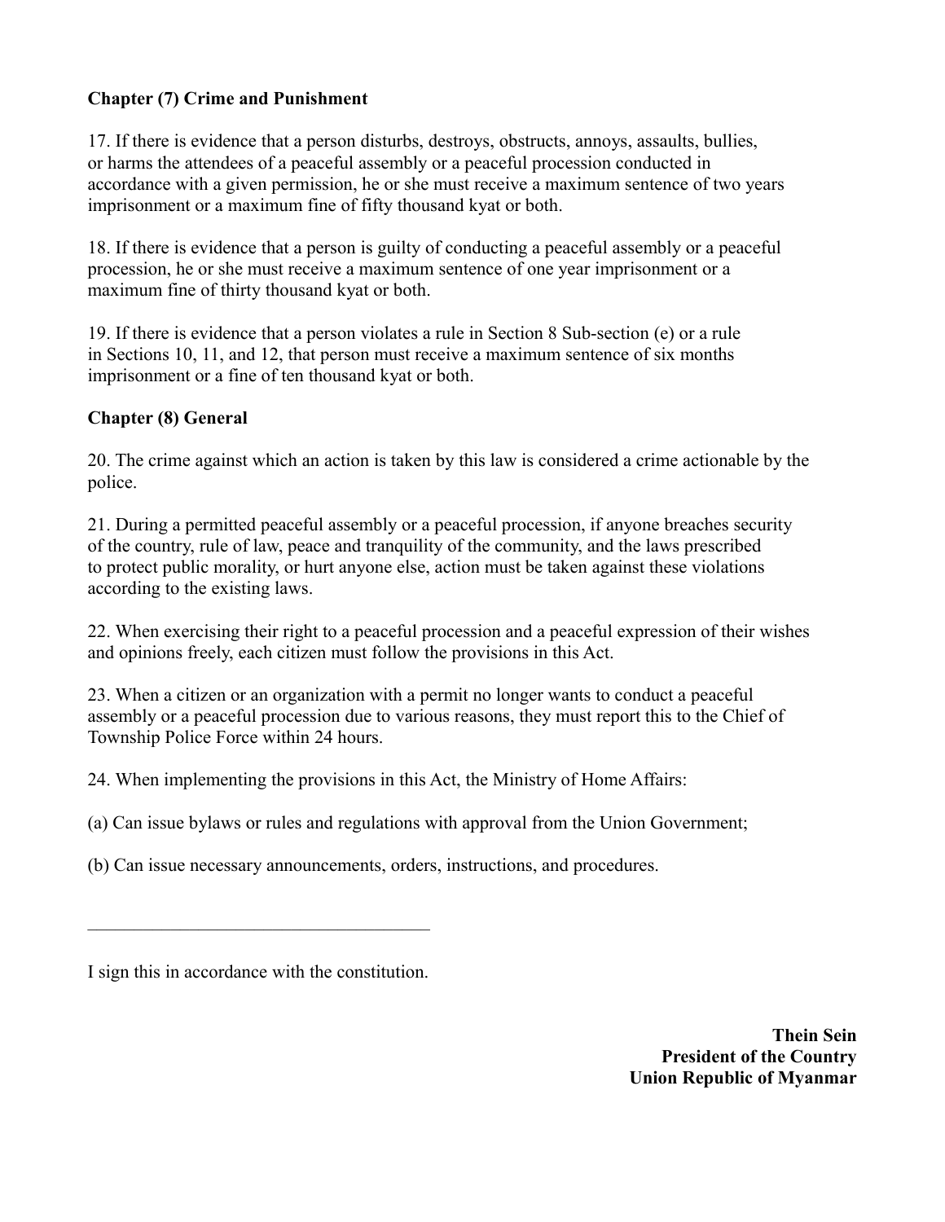**Chapter (7) Crime and Punishment**

17. If there is evidence that a person disturbs, destroys, obstructs, annoys, assaults, bullies, or harms the attendees of a peaceful assembly or a peaceful procession conducted in accordance with a given permission, he or she must receive a maximum sentence of two years imprisonment or a maximum fine of fifty thousand kyat or both.

18. If there is evidence that a person is guilty of conducting a peaceful assembly or a peaceful procession, he or she must receive a maximum sentence of one year imprisonment or a maximum fine of thirty thousand kyat or both.

19. If there is evidence that a person violates a rule in Section 8 Sub-section (e) or a rule in Sections 10, 11, and 12, that person must receive a maximum sentence of six months imprisonment or a fine of ten thousand kyat or both.

**Chapter (8) General**

20. The crime against which an action is taken by this law is considered a crime actionable by the police.

21. During a permitted peaceful assembly or a peaceful procession, if anyone breaches security of the country, rule of law, peace and tranquility of the community, and the laws prescribed to protect public morality, or hurt anyone else, action must be taken against these violations according to the existing laws.

22. When exercising their right to a peaceful procession and a peaceful expression of their wishes and opinions freely, each citizen must follow the provisions in this Act.

23. When a citizen or an organization with a permit no longer wants to conduct a peaceful assembly or a peaceful procession due to various reasons, they must report this to the Chief of Township Police Force within 24 hours.

24. When implementing the provisions in this Act, the Ministry of Home Affairs:

(a) Can issue bylaws or rules and regulations with approval from the Union Government;

(b) Can issue necessary announcements, orders, instructions, and procedures.

---

I sign this in accordance with the constitution.

**Thein Sein**
**President of the Country**
**Union Republic of Myanmar**